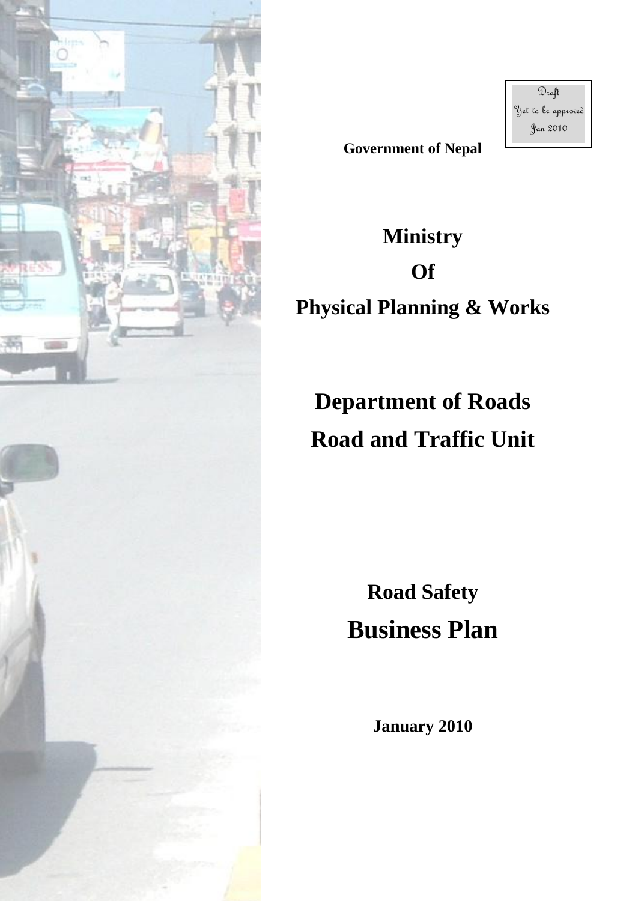Draft
Yet to be approved
Jan 2010

**Government of Nepal**

# Ministry
# Of
# Physical Planning & Works

# Department of Roads
# Road and Traffic Unit

## Road Safety
# Business Plan

**January 2010**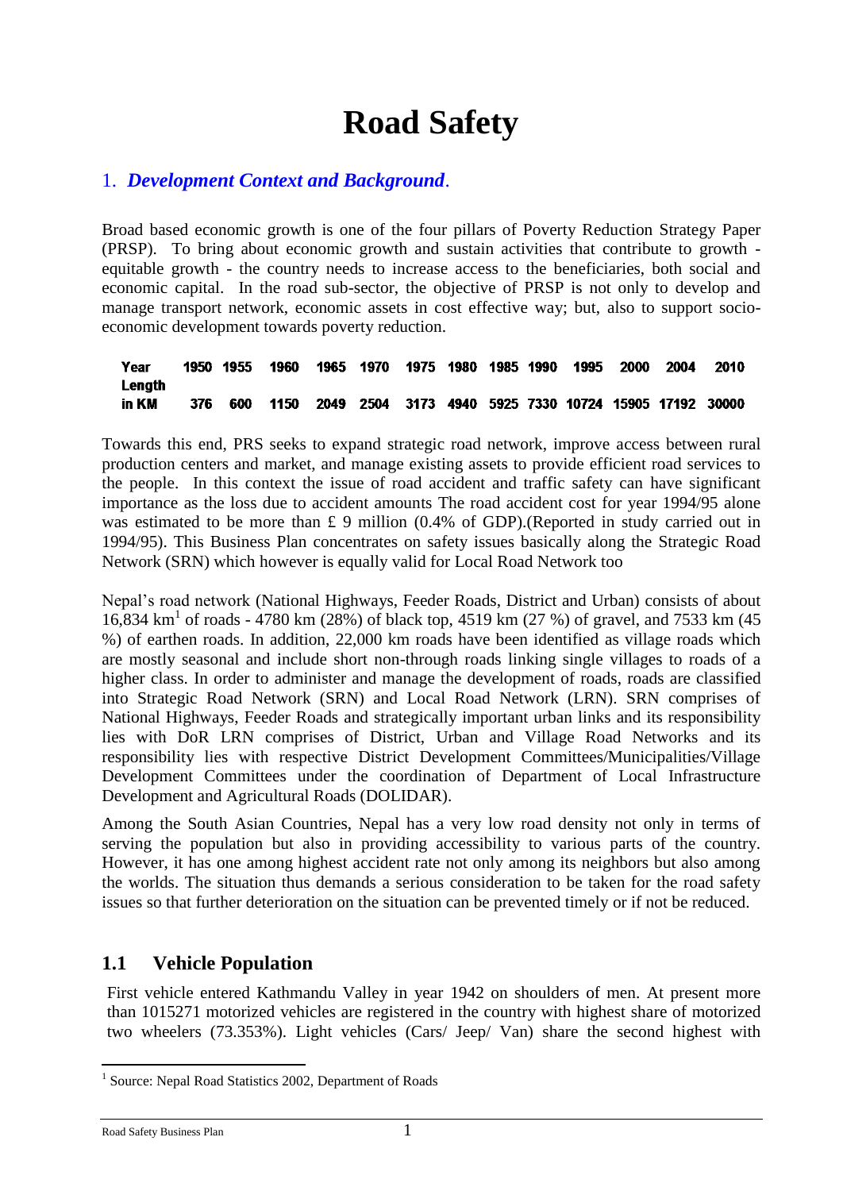# Road Safety

## 1. *Development Context and Background*.

Broad based economic growth is one of the four pillars of Poverty Reduction Strategy Paper (PRSP). To bring about economic growth and sustain activities that contribute to growth - equitable growth - the country needs to increase access to the beneficiaries, both social and economic capital. In the road sub-sector, the objective of PRSP is not only to develop and manage transport network, economic assets in cost effective way; but, also to support socio-economic development towards poverty reduction.

| Year | 1950 | 1955 | 1960 | 1965 | 1970 | 1975 | 1980 | 1985 | 1990 | 1995 | 2000 | 2004 | 2010 |
|---|---|---|---|---|---|---|---|---|---|---|---|---|---|
| Length in KM | 376 | 600 | 1150 | 2049 | 2504 | 3173 | 4940 | 5925 | 7330 | 10724 | 15905 | 17192 | 30000 |

Towards this end, PRS seeks to expand strategic road network, improve access between rural production centers and market, and manage existing assets to provide efficient road services to the people. In this context the issue of road accident and traffic safety can have significant importance as the loss due to accident amounts The road accident cost for year 1994/95 alone was estimated to be more than £ 9 million (0.4% of GDP).(Reported in study carried out in 1994/95). This Business Plan concentrates on safety issues basically along the Strategic Road Network (SRN) which however is equally valid for Local Road Network too

Nepal's road network (National Highways, Feeder Roads, District and Urban) consists of about 16,834 km[1] of roads - 4780 km (28%) of black top, 4519 km (27 %) of gravel, and 7533 km (45 %) of earthen roads. In addition, 22,000 km roads have been identified as village roads which are mostly seasonal and include short non-through roads linking single villages to roads of a higher class. In order to administer and manage the development of roads, roads are classified into Strategic Road Network (SRN) and Local Road Network (LRN). SRN comprises of National Highways, Feeder Roads and strategically important urban links and its responsibility lies with DoR LRN comprises of District, Urban and Village Road Networks and its responsibility lies with respective District Development Committees/Municipalities/Village Development Committees under the coordination of Department of Local Infrastructure Development and Agricultural Roads (DOLIDAR).

Among the South Asian Countries, Nepal has a very low road density not only in terms of serving the population but also in providing accessibility to various parts of the country. However, it has one among highest accident rate not only among its neighbors but also among the worlds. The situation thus demands a serious consideration to be taken for the road safety issues so that further deterioration on the situation can be prevented timely or if not be reduced.

### 1.1 Vehicle Population

First vehicle entered Kathmandu Valley in year 1942 on shoulders of men. At present more than 1015271 motorized vehicles are registered in the country with highest share of motorized two wheelers (73.353%). Light vehicles (Cars/ Jeep/ Van) share the second highest with

[1] Source: Nepal Road Statistics 2002, Department of Roads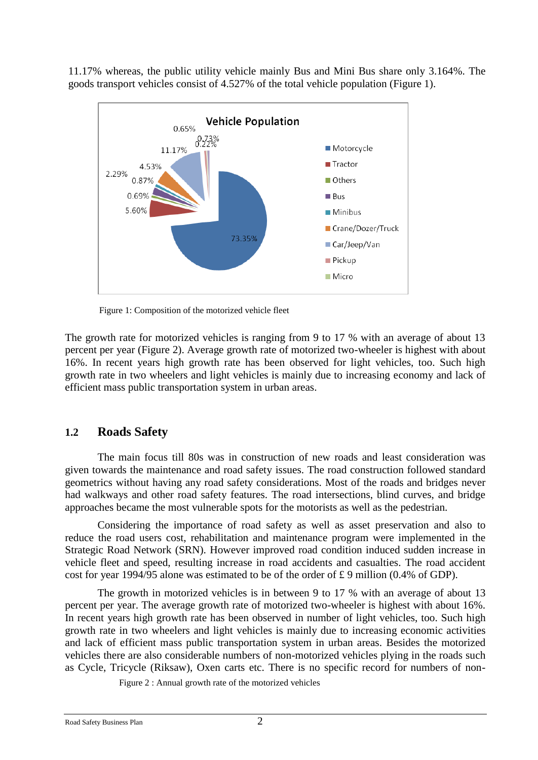11.17% whereas, the public utility vehicle mainly Bus and Mini Bus share only 3.164%. The goods transport vehicles consist of 4.527% of the total vehicle population (Figure 1).

Figure 1: Composition of the motorized vehicle fleet

The growth rate for motorized vehicles is ranging from 9 to 17 % with an average of about 13 percent per year (Figure 2). Average growth rate of motorized two-wheeler is highest with about 16%. In recent years high growth rate has been observed for light vehicles, too. Such high growth rate in two wheelers and light vehicles is mainly due to increasing economy and lack of efficient mass public transportation system in urban areas.

## 1.2 Roads Safety

The main focus till 80s was in construction of new roads and least consideration was given towards the maintenance and road safety issues. The road construction followed standard geometrics without having any road safety considerations. Most of the roads and bridges never had walkways and other road safety features. The road intersections, blind curves, and bridge approaches became the most vulnerable spots for the motorists as well as the pedestrian.

Considering the importance of road safety as well as asset preservation and also to reduce the road users cost, rehabilitation and maintenance program were implemented in the Strategic Road Network (SRN). However improved road condition induced sudden increase in vehicle fleet and speed, resulting increase in road accidents and casualties. The road accident cost for year 1994/95 alone was estimated to be of the order of £ 9 million (0.4% of GDP).

The growth in motorized vehicles is in between 9 to 17 % with an average of about 13 percent per year. The average growth rate of motorized two-wheeler is highest with about 16%. In recent years high growth rate has been observed in number of light vehicles, too. Such high growth rate in two wheelers and light vehicles is mainly due to increasing economic activities and lack of efficient mass public transportation system in urban areas. Besides the motorized vehicles there are also considerable numbers of non-motorized vehicles plying in the roads such as Cycle, Tricycle (Riksaw), Oxen carts etc. There is no specific record for numbers of non-

Figure 2 : Annual growth rate of the motorized vehicles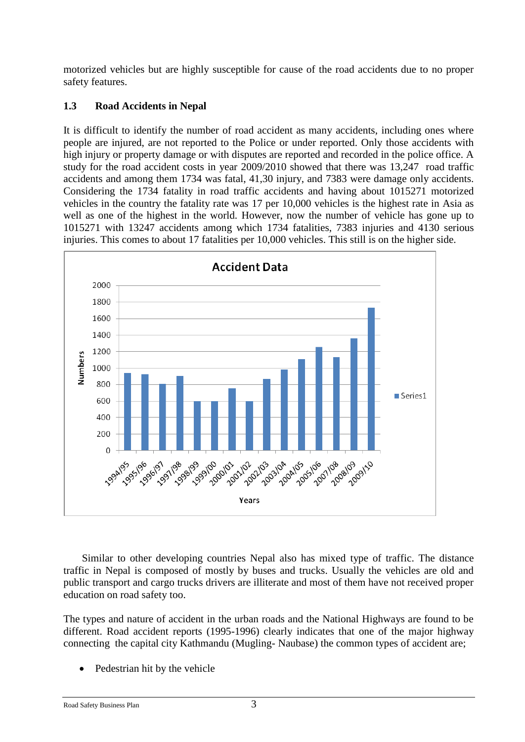motorized vehicles but are highly susceptible for cause of the road accidents due to no proper safety features.

## 1.3 Road Accidents in Nepal

It is difficult to identify the number of road accident as many accidents, including ones where people are injured, are not reported to the Police or under reported. Only those accidents with high injury or property damage or with disputes are reported and recorded in the police office. A study for the road accident costs in year 2009/2010 showed that there was 13,247 road traffic accidents and among them 1734 was fatal, 41,30 injury, and 7383 were damage only accidents. Considering the 1734 fatality in road traffic accidents and having about 1015271 motorized vehicles in the country the fatality rate was 17 per 10,000 vehicles is the highest rate in Asia as well as one of the highest in the world. However, now the number of vehicle has gone up to 1015271 with 13247 accidents among which 1734 fatalities, 7383 injuries and 4130 serious injuries. This comes to about 17 fatalities per 10,000 vehicles. This still is on the higher side.

**Accident Data**

Similar to other developing countries Nepal also has mixed type of traffic. The distance traffic in Nepal is composed of mostly by buses and trucks. Usually the vehicles are old and public transport and cargo trucks drivers are illiterate and most of them have not received proper education on road safety too.

The types and nature of accident in the urban roads and the National Highways are found to be different. Road accident reports (1995-1996) clearly indicates that one of the major highway connecting the capital city Kathmandu (Mugling- Naubase) the common types of accident are;

- Pedestrian hit by the vehicle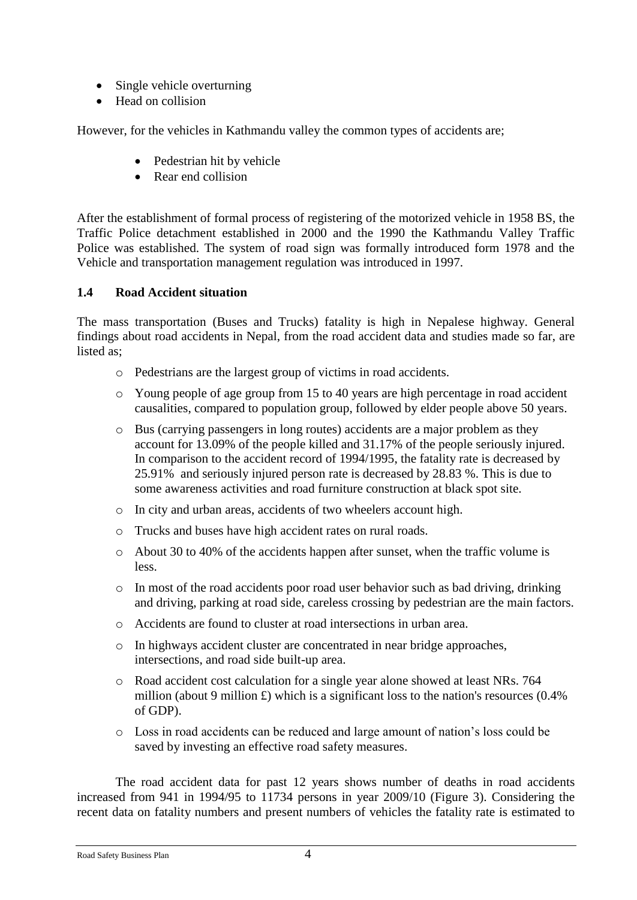- Single vehicle overturning
- Head on collision

However, for the vehicles in Kathmandu valley the common types of accidents are;

- Pedestrian hit by vehicle
- Rear end collision

After the establishment of formal process of registering of the motorized vehicle in 1958 BS, the Traffic Police detachment established in 2000 and the 1990 the Kathmandu Valley Traffic Police was established. The system of road sign was formally introduced form 1978 and the Vehicle and transportation management regulation was introduced in 1997.

### 1.4 Road Accident situation

The mass transportation (Buses and Trucks) fatality is high in Nepalese highway. General findings about road accidents in Nepal, from the road accident data and studies made so far, are listed as;

- Pedestrians are the largest group of victims in road accidents.
- Young people of age group from 15 to 40 years are high percentage in road accident causalities, compared to population group, followed by elder people above 50 years.
- Bus (carrying passengers in long routes) accidents are a major problem as they account for 13.09% of the people killed and 31.17% of the people seriously injured. In comparison to the accident record of 1994/1995, the fatality rate is decreased by 25.91% and seriously injured person rate is decreased by 28.83 %. This is due to some awareness activities and road furniture construction at black spot site.
- In city and urban areas, accidents of two wheelers account high.
- Trucks and buses have high accident rates on rural roads.
- About 30 to 40% of the accidents happen after sunset, when the traffic volume is less.
- In most of the road accidents poor road user behavior such as bad driving, drinking and driving, parking at road side, careless crossing by pedestrian are the main factors.
- Accidents are found to cluster at road intersections in urban area.
- In highways accident cluster are concentrated in near bridge approaches, intersections, and road side built-up area.
- Road accident cost calculation for a single year alone showed at least NRs. 764 million (about 9 million £) which is a significant loss to the nation's resources (0.4% of GDP).
- Loss in road accidents can be reduced and large amount of nation's loss could be saved by investing an effective road safety measures.

The road accident data for past 12 years shows number of deaths in road accidents increased from 941 in 1994/95 to 11734 persons in year 2009/10 (Figure 3). Considering the recent data on fatality numbers and present numbers of vehicles the fatality rate is estimated to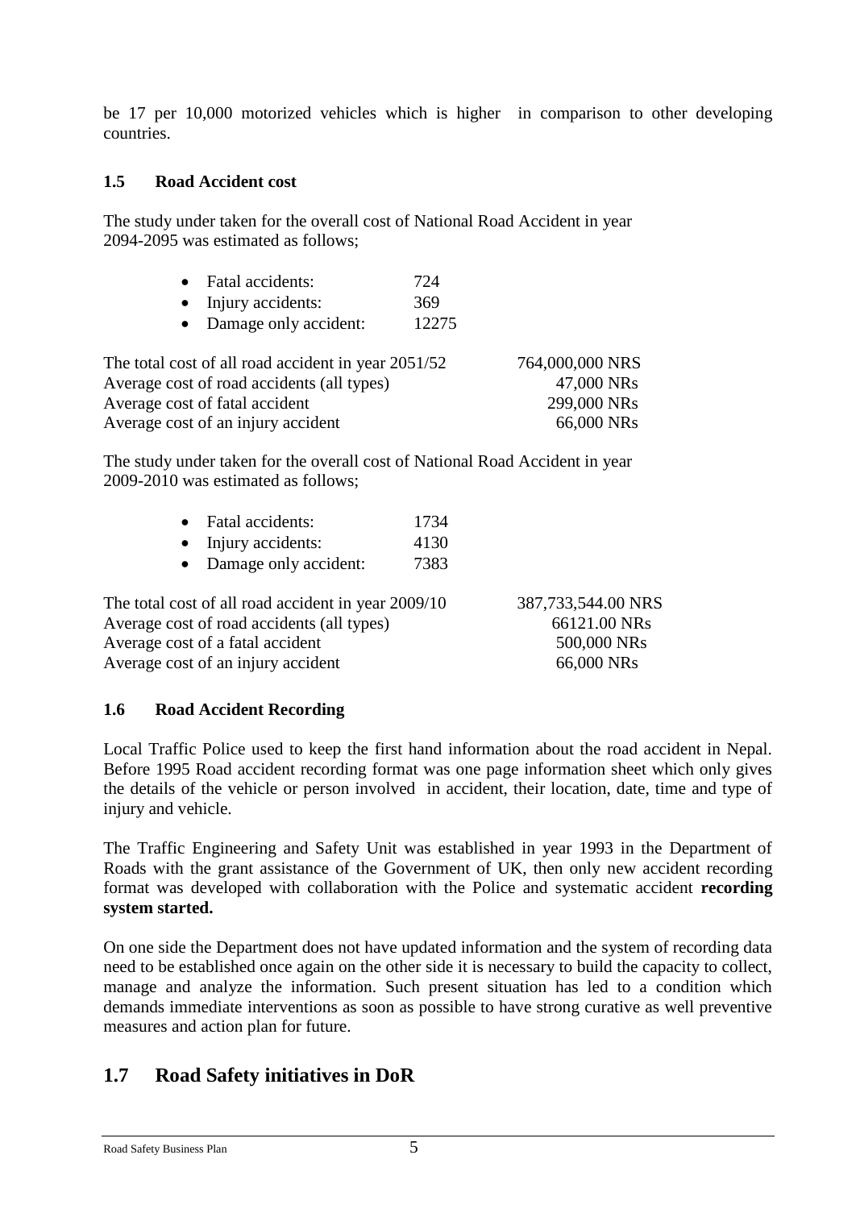be 17 per 10,000 motorized vehicles which is higher in comparison to other developing countries.

### 1.5 Road Accident cost

The study under taken for the overall cost of National Road Accident in year 2094-2095 was estimated as follows;

- Fatal accidents: 724
- Injury accidents: 369
- Damage only accident: 12275

| | |
|---|---|
| The total cost of all road accident in year 2051/52 | 764,000,000 NRS |
| Average cost of road accidents (all types) | 47,000 NRs |
| Average cost of fatal accident | 299,000 NRs |
| Average cost of an injury accident | 66,000 NRs |

The study under taken for the overall cost of National Road Accident in year 2009-2010 was estimated as follows;

- Fatal accidents: 1734
- Injury accidents: 4130
- Damage only accident: 7383

| | |
|---|---|
| The total cost of all road accident in year 2009/10 | 387,733,544.00 NRS |
| Average cost of road accidents (all types) | 66121.00 NRs |
| Average cost of a fatal accident | 500,000 NRs |
| Average cost of an injury accident | 66,000 NRs |

### 1.6 Road Accident Recording

Local Traffic Police used to keep the first hand information about the road accident in Nepal. Before 1995 Road accident recording format was one page information sheet which only gives the details of the vehicle or person involved in accident, their location, date, time and type of injury and vehicle.

The Traffic Engineering and Safety Unit was established in year 1993 in the Department of Roads with the grant assistance of the Government of UK, then only new accident recording format was developed with collaboration with the Police and systematic accident **recording system started.**

On one side the Department does not have updated information and the system of recording data need to be established once again on the other side it is necessary to build the capacity to collect, manage and analyze the information. Such present situation has led to a condition which demands immediate interventions as soon as possible to have strong curative as well preventive measures and action plan for future.

## 1.7 Road Safety initiatives in DoR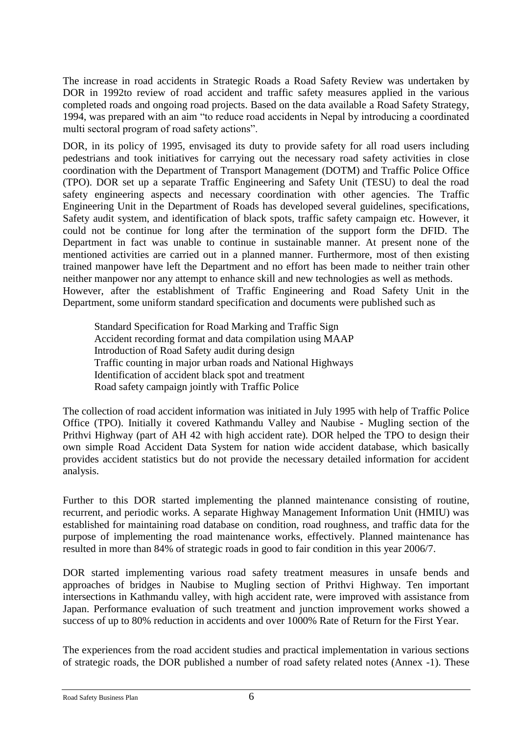The increase in road accidents in Strategic Roads a Road Safety Review was undertaken by DOR in 1992to review of road accident and traffic safety measures applied in the various completed roads and ongoing road projects. Based on the data available a Road Safety Strategy, 1994, was prepared with an aim "to reduce road accidents in Nepal by introducing a coordinated multi sectoral program of road safety actions".

DOR, in its policy of 1995, envisaged its duty to provide safety for all road users including pedestrians and took initiatives for carrying out the necessary road safety activities in close coordination with the Department of Transport Management (DOTM) and Traffic Police Office (TPO). DOR set up a separate Traffic Engineering and Safety Unit (TESU) to deal the road safety engineering aspects and necessary coordination with other agencies. The Traffic Engineering Unit in the Department of Roads has developed several guidelines, specifications, Safety audit system, and identification of black spots, traffic safety campaign etc. However, it could not be continue for long after the termination of the support form the DFID. The Department in fact was unable to continue in sustainable manner. At present none of the mentioned activities are carried out in a planned manner. Furthermore, most of then existing trained manpower have left the Department and no effort has been made to neither train other neither manpower nor any attempt to enhance skill and new technologies as well as methods. However, after the establishment of Traffic Engineering and Road Safety Unit in the Department, some uniform standard specification and documents were published such as

Standard Specification for Road Marking and Traffic Sign
Accident recording format and data compilation using MAAP
Introduction of Road Safety audit during design
Traffic counting in major urban roads and National Highways
Identification of accident black spot and treatment
Road safety campaign jointly with Traffic Police

The collection of road accident information was initiated in July 1995 with help of Traffic Police Office (TPO). Initially it covered Kathmandu Valley and Naubise - Mugling section of the Prithvi Highway (part of AH 42 with high accident rate). DOR helped the TPO to design their own simple Road Accident Data System for nation wide accident database, which basically provides accident statistics but do not provide the necessary detailed information for accident analysis.

Further to this DOR started implementing the planned maintenance consisting of routine, recurrent, and periodic works. A separate Highway Management Information Unit (HMIU) was established for maintaining road database on condition, road roughness, and traffic data for the purpose of implementing the road maintenance works, effectively. Planned maintenance has resulted in more than 84% of strategic roads in good to fair condition in this year 2006/7.

DOR started implementing various road safety treatment measures in unsafe bends and approaches of bridges in Naubise to Mugling section of Prithvi Highway. Ten important intersections in Kathmandu valley, with high accident rate, were improved with assistance from Japan. Performance evaluation of such treatment and junction improvement works showed a success of up to 80% reduction in accidents and over 1000% Rate of Return for the First Year.

The experiences from the road accident studies and practical implementation in various sections of strategic roads, the DOR published a number of road safety related notes (Annex -1). These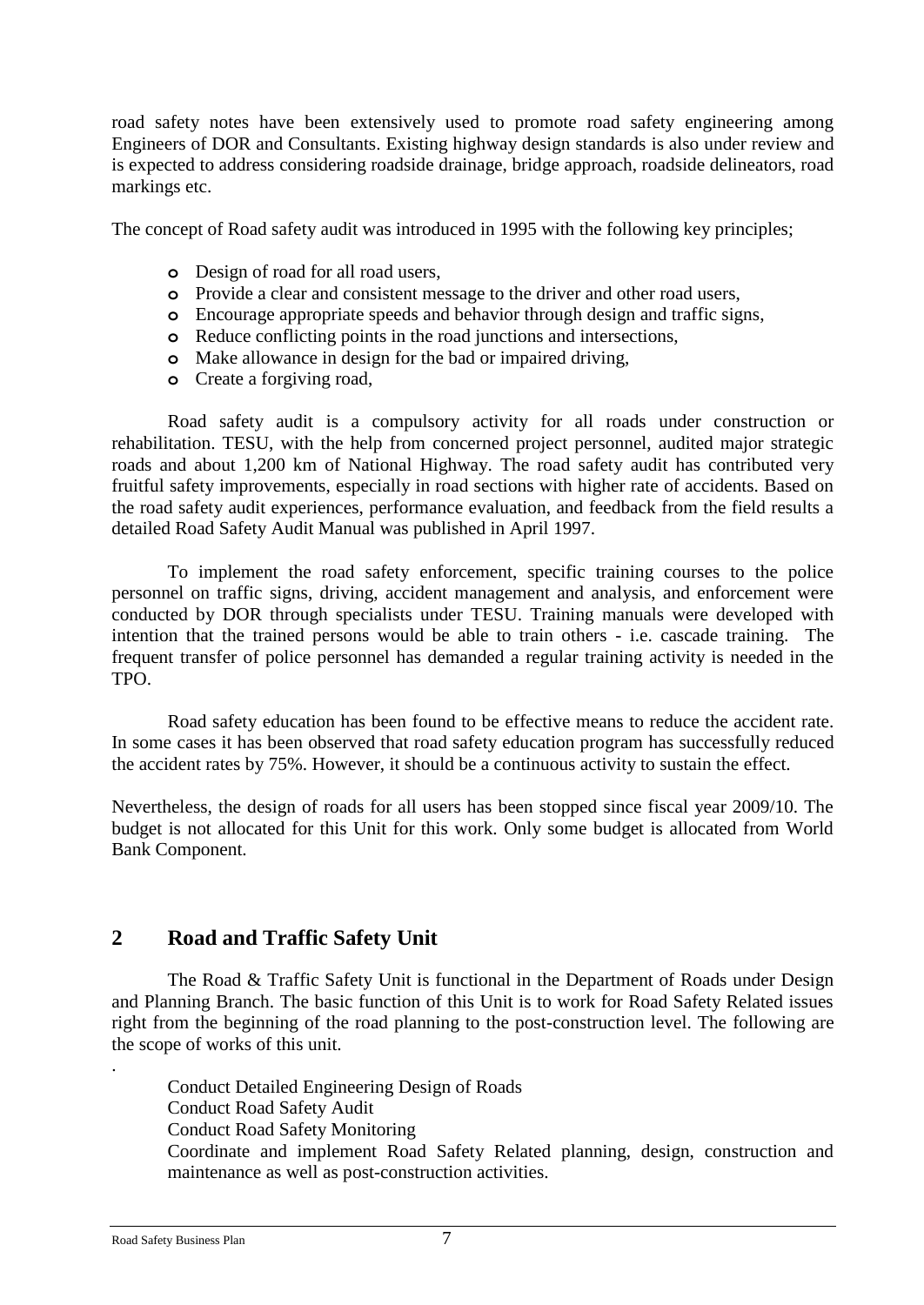road safety notes have been extensively used to promote road safety engineering among Engineers of DOR and Consultants. Existing highway design standards is also under review and is expected to address considering roadside drainage, bridge approach, roadside delineators, road markings etc.

The concept of Road safety audit was introduced in 1995 with the following key principles;

- Design of road for all road users,
- Provide a clear and consistent message to the driver and other road users,
- Encourage appropriate speeds and behavior through design and traffic signs,
- Reduce conflicting points in the road junctions and intersections,
- Make allowance in design for the bad or impaired driving,
- Create a forgiving road,

Road safety audit is a compulsory activity for all roads under construction or rehabilitation. TESU, with the help from concerned project personnel, audited major strategic roads and about 1,200 km of National Highway. The road safety audit has contributed very fruitful safety improvements, especially in road sections with higher rate of accidents. Based on the road safety audit experiences, performance evaluation, and feedback from the field results a detailed Road Safety Audit Manual was published in April 1997.

To implement the road safety enforcement, specific training courses to the police personnel on traffic signs, driving, accident management and analysis, and enforcement were conducted by DOR through specialists under TESU. Training manuals were developed with intention that the trained persons would be able to train others - i.e. cascade training. The frequent transfer of police personnel has demanded a regular training activity is needed in the TPO.

Road safety education has been found to be effective means to reduce the accident rate. In some cases it has been observed that road safety education program has successfully reduced the accident rates by 75%. However, it should be a continuous activity to sustain the effect.

Nevertheless, the design of roads for all users has been stopped since fiscal year 2009/10. The budget is not allocated for this Unit for this work. Only some budget is allocated from World Bank Component.

## 2 Road and Traffic Safety Unit

The Road & Traffic Safety Unit is functional in the Department of Roads under Design and Planning Branch. The basic function of this Unit is to work for Road Safety Related issues right from the beginning of the road planning to the post-construction level. The following are the scope of works of this unit.

.

Conduct Detailed Engineering Design of Roads
Conduct Road Safety Audit
Conduct Road Safety Monitoring
Coordinate and implement Road Safety Related planning, design, construction and maintenance as well as post-construction activities.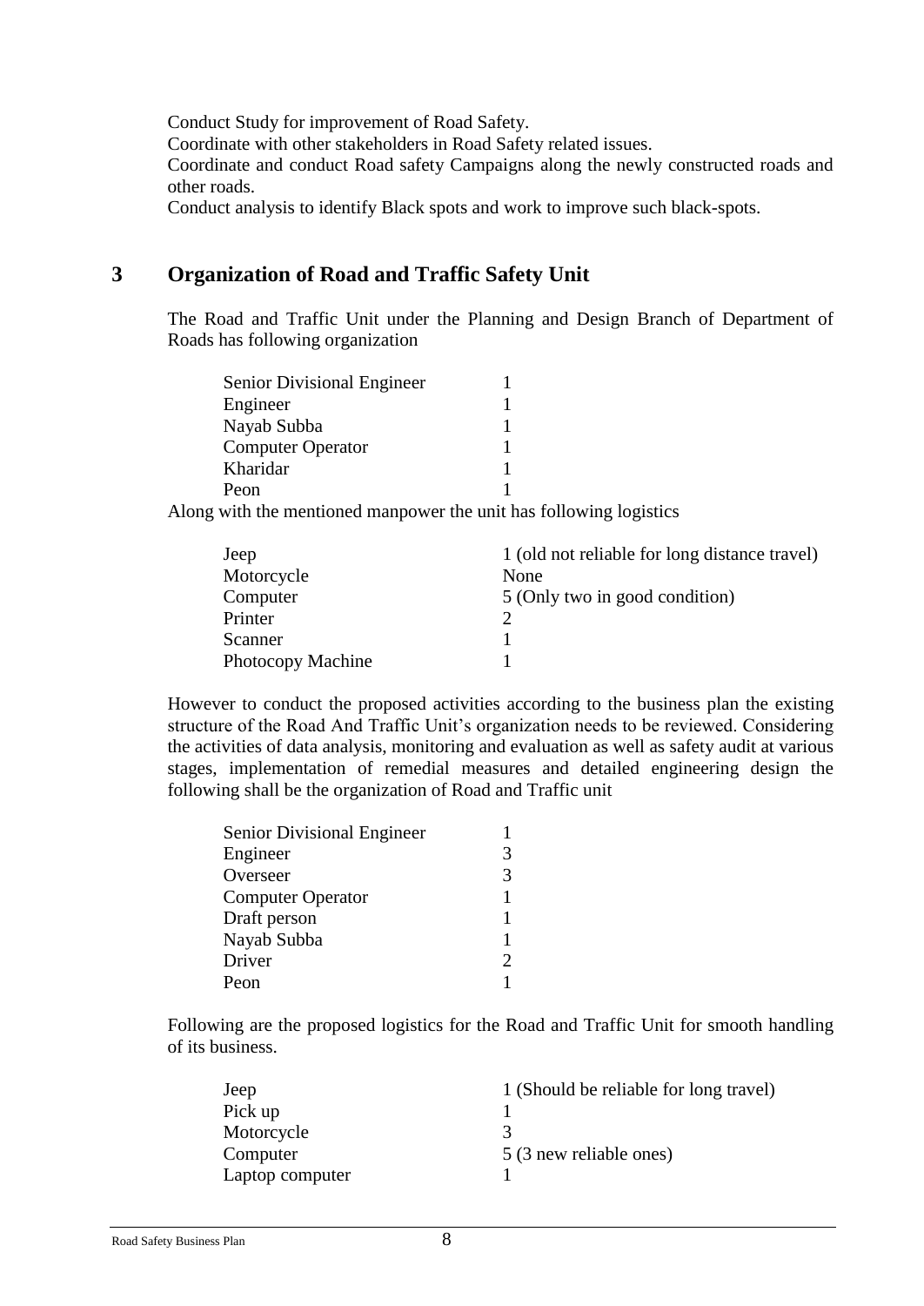Conduct Study for improvement of Road Safety.

Coordinate with other stakeholders in Road Safety related issues.

Coordinate and conduct Road safety Campaigns along the newly constructed roads and other roads.

Conduct analysis to identify Black spots and work to improve such black-spots.

# 3 Organization of Road and Traffic Safety Unit

The Road and Traffic Unit under the Planning and Design Branch of Department of Roads has following organization

| | |
|---|---|
| Senior Divisional Engineer | 1 |
| Engineer | 1 |
| Nayab Subba | 1 |
| Computer Operator | 1 |
| Kharidar | 1 |
| Peon | 1 |

Along with the mentioned manpower the unit has following logistics

| | |
|---|---|
| Jeep | 1 (old not reliable for long distance travel) |
| Motorcycle | None |
| Computer | 5 (Only two in good condition) |
| Printer | 2 |
| Scanner | 1 |
| Photocopy Machine | 1 |

However to conduct the proposed activities according to the business plan the existing structure of the Road And Traffic Unit's organization needs to be reviewed. Considering the activities of data analysis, monitoring and evaluation as well as safety audit at various stages, implementation of remedial measures and detailed engineering design the following shall be the organization of Road and Traffic unit

| | |
|---|---|
| Senior Divisional Engineer | 1 |
| Engineer | 3 |
| Overseer | 3 |
| Computer Operator | 1 |
| Draft person | 1 |
| Nayab Subba | 1 |
| Driver | 2 |
| Peon | 1 |

Following are the proposed logistics for the Road and Traffic Unit for smooth handling of its business.

| | |
|---|---|
| Jeep | 1 (Should be reliable for long travel) |
| Pick up | 1 |
| Motorcycle | 3 |
| Computer | 5 (3 new reliable ones) |
| Laptop computer | 1 |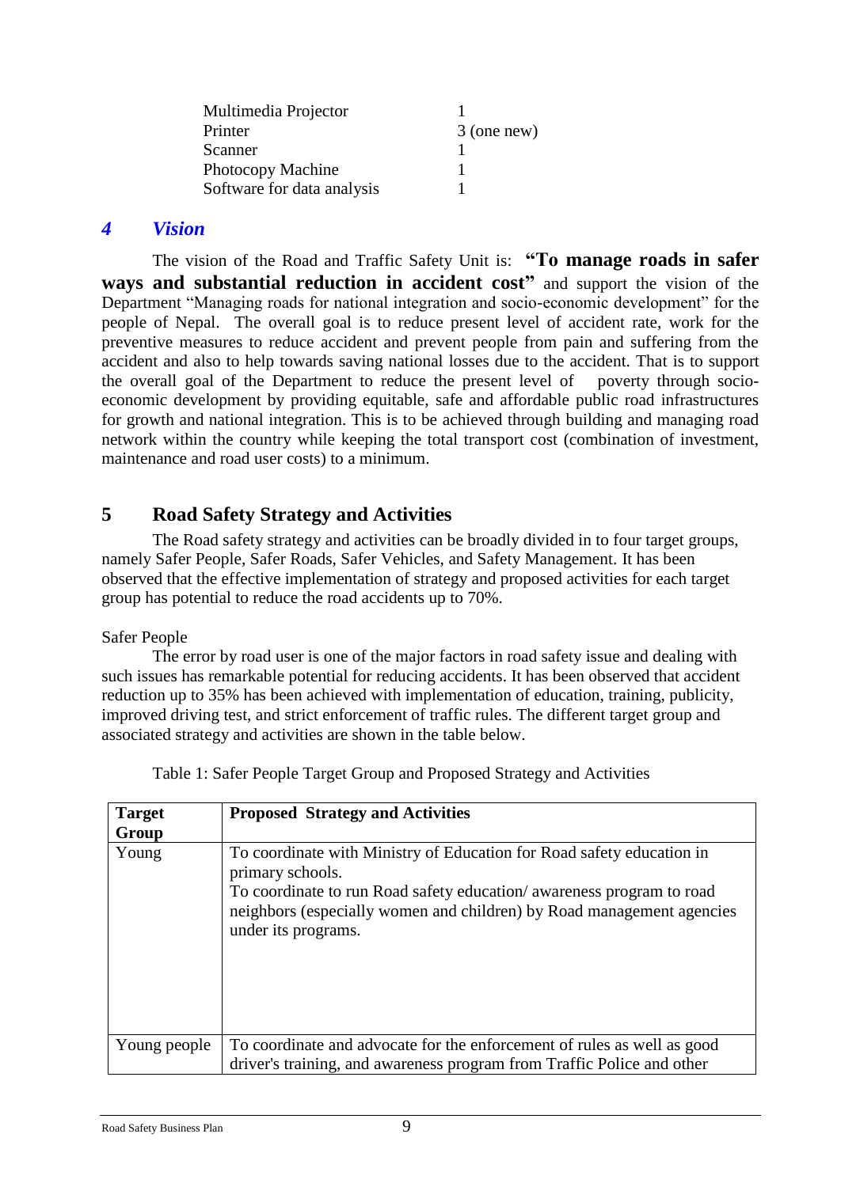| | |
|---|---|
| Multimedia Projector | 1 |
| Printer | 3 (one new) |
| Scanner | 1 |
| Photocopy Machine | 1 |
| Software for data analysis | 1 |

## *4 Vision*

The vision of the Road and Traffic Safety Unit is: **"To manage roads in safer ways and substantial reduction in accident cost"** and support the vision of the Department "Managing roads for national integration and socio-economic development" for the people of Nepal. The overall goal is to reduce present level of accident rate, work for the preventive measures to reduce accident and prevent people from pain and suffering from the accident and also to help towards saving national losses due to the accident. That is to support the overall goal of the Department to reduce the present level of poverty through socio-economic development by providing equitable, safe and affordable public road infrastructures for growth and national integration. This is to be achieved through building and managing road network within the country while keeping the total transport cost (combination of investment, maintenance and road user costs) to a minimum.

## 5 Road Safety Strategy and Activities

The Road safety strategy and activities can be broadly divided in to four target groups, namely Safer People, Safer Roads, Safer Vehicles, and Safety Management. It has been observed that the effective implementation of strategy and proposed activities for each target group has potential to reduce the road accidents up to 70%.

Safer People

The error by road user is one of the major factors in road safety issue and dealing with such issues has remarkable potential for reducing accidents. It has been observed that accident reduction up to 35% has been achieved with implementation of education, training, publicity, improved driving test, and strict enforcement of traffic rules. The different target group and associated strategy and activities are shown in the table below.

Table 1: Safer People Target Group and Proposed Strategy and Activities

| Target Group | Proposed Strategy and Activities |
|---|---|
| Young | To coordinate with Ministry of Education for Road safety education in primary schools.<br>To coordinate to run Road safety education/ awareness program to road neighbors (especially women and children) by Road management agencies under its programs. |
| Young people | To coordinate and advocate for the enforcement of rules as well as good driver's training, and awareness program from Traffic Police and other |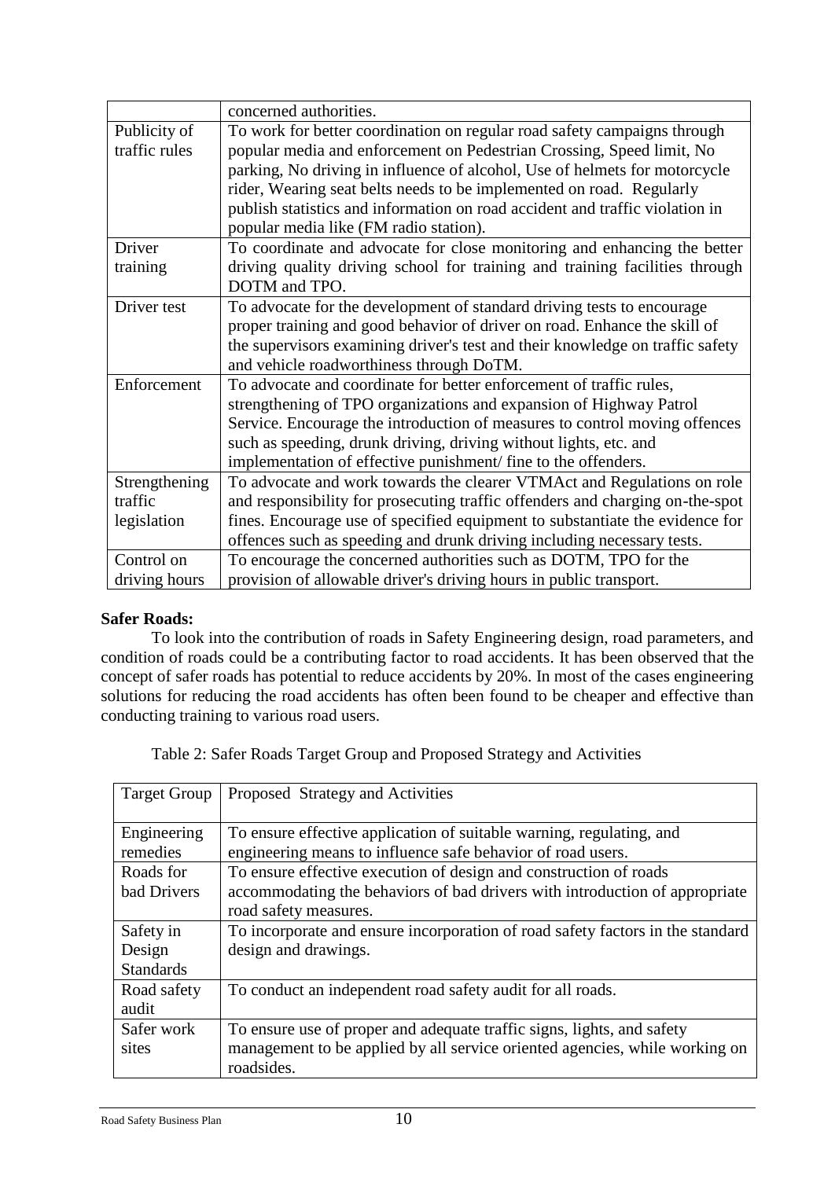| | concerned authorities. |
|---|---|
| Publicity of traffic rules | To work for better coordination on regular road safety campaigns through popular media and enforcement on Pedestrian Crossing, Speed limit, No parking, No driving in influence of alcohol, Use of helmets for motorcycle rider, Wearing seat belts needs to be implemented on road. Regularly publish statistics and information on road accident and traffic violation in popular media like (FM radio station). |
| Driver training | To coordinate and advocate for close monitoring and enhancing the better driving quality driving school for training and training facilities through DOTM and TPO. |
| Driver test | To advocate for the development of standard driving tests to encourage proper training and good behavior of driver on road. Enhance the skill of the supervisors examining driver's test and their knowledge on traffic safety and vehicle roadworthiness through DoTM. |
| Enforcement | To advocate and coordinate for better enforcement of traffic rules, strengthening of TPO organizations and expansion of Highway Patrol Service. Encourage the introduction of measures to control moving offences such as speeding, drunk driving, driving without lights, etc. and implementation of effective punishment/ fine to the offenders. |
| Strengthening traffic legislation | To advocate and work towards the clearer VTMAct and Regulations on role and responsibility for prosecuting traffic offenders and charging on-the-spot fines. Encourage use of specified equipment to substantiate the evidence for offences such as speeding and drunk driving including necessary tests. |
| Control on driving hours | To encourage the concerned authorities such as DOTM, TPO for the provision of allowable driver's driving hours in public transport. |

**Safer Roads:**

To look into the contribution of roads in Safety Engineering design, road parameters, and condition of roads could be a contributing factor to road accidents. It has been observed that the concept of safer roads has potential to reduce accidents by 20%. In most of the cases engineering solutions for reducing the road accidents has often been found to be cheaper and effective than conducting training to various road users.

Table 2: Safer Roads Target Group and Proposed Strategy and Activities

| Target Group | Proposed Strategy and Activities |
|---|---|
| Engineering remedies | To ensure effective application of suitable warning, regulating, and engineering means to influence safe behavior of road users. |
| Roads for bad Drivers | To ensure effective execution of design and construction of roads accommodating the behaviors of bad drivers with introduction of appropriate road safety measures. |
| Safety in Design Standards | To incorporate and ensure incorporation of road safety factors in the standard design and drawings. |
| Road safety audit | To conduct an independent road safety audit for all roads. |
| Safer work sites | To ensure use of proper and adequate traffic signs, lights, and safety management to be applied by all service oriented agencies, while working on roadsides. |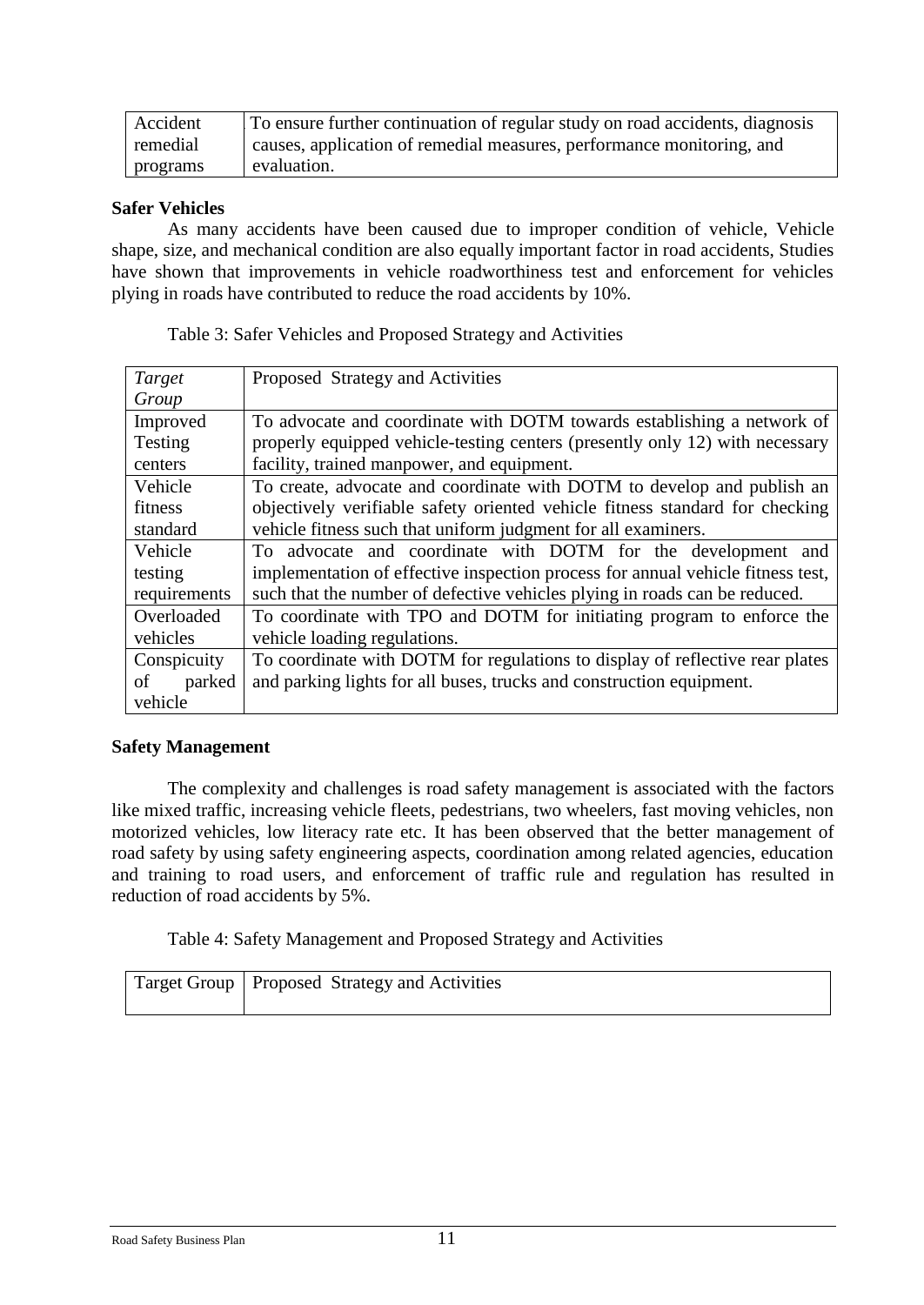| Accident remedial programs | To ensure further continuation of regular study on road accidents, diagnosis causes, application of remedial measures, performance monitoring, and evaluation. |
|---|---|

**Safer Vehicles**

As many accidents have been caused due to improper condition of vehicle, Vehicle shape, size, and mechanical condition are also equally important factor in road accidents, Studies have shown that improvements in vehicle roadworthiness test and enforcement for vehicles plying in roads have contributed to reduce the road accidents by 10%.

Table 3: Safer Vehicles and Proposed Strategy and Activities

| *Target Group* | Proposed Strategy and Activities |
|---|---|
| Improved Testing centers | To advocate and coordinate with DOTM towards establishing a network of properly equipped vehicle-testing centers (presently only 12) with necessary facility, trained manpower, and equipment. |
| Vehicle fitness standard | To create, advocate and coordinate with DOTM to develop and publish an objectively verifiable safety oriented vehicle fitness standard for checking vehicle fitness such that uniform judgment for all examiners. |
| Vehicle testing requirements | To advocate and coordinate with DOTM for the development and implementation of effective inspection process for annual vehicle fitness test, such that the number of defective vehicles plying in roads can be reduced. |
| Overloaded vehicles | To coordinate with TPO and DOTM for initiating program to enforce the vehicle loading regulations. |
| Conspicuity of parked vehicle | To coordinate with DOTM for regulations to display of reflective rear plates and parking lights for all buses, trucks and construction equipment. |

**Safety Management**

The complexity and challenges is road safety management is associated with the factors like mixed traffic, increasing vehicle fleets, pedestrians, two wheelers, fast moving vehicles, non motorized vehicles, low literacy rate etc. It has been observed that the better management of road safety by using safety engineering aspects, coordination among related agencies, education and training to road users, and enforcement of traffic rule and regulation has resulted in reduction of road accidents by 5%.

Table 4: Safety Management and Proposed Strategy and Activities

| Target Group | Proposed Strategy and Activities |
|---|---|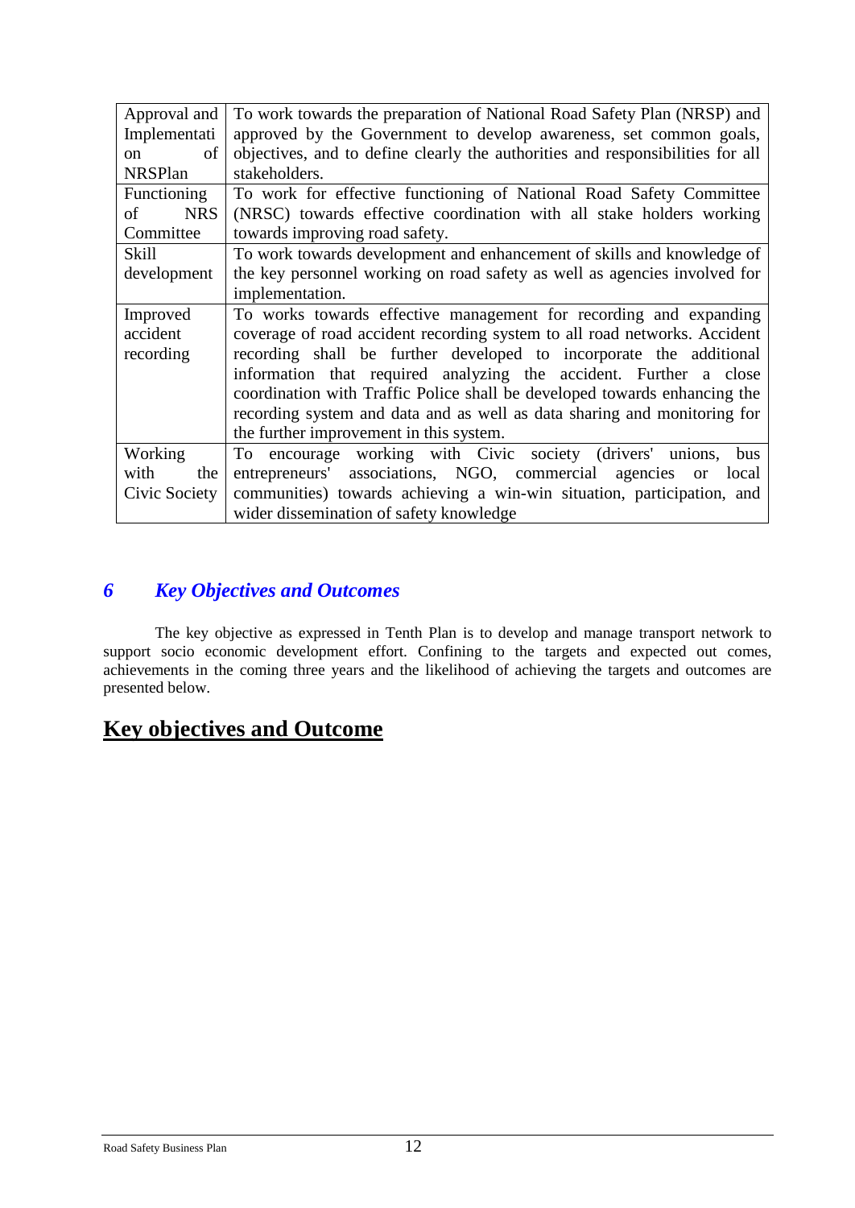| | |
|---|---|
| Approval and Implementation of NRSPlan | To work towards the preparation of National Road Safety Plan (NRSP) and approved by the Government to develop awareness, set common goals, objectives, and to define clearly the authorities and responsibilities for all stakeholders. |
| Functioning of NRS Committee | To work for effective functioning of National Road Safety Committee (NRSC) towards effective coordination with all stake holders working towards improving road safety. |
| Skill development | To work towards development and enhancement of skills and knowledge of the key personnel working on road safety as well as agencies involved for implementation. |
| Improved accident recording | To works towards effective management for recording and expanding coverage of road accident recording system to all road networks. Accident recording shall be further developed to incorporate the additional information that required analyzing the accident. Further a close coordination with Traffic Police shall be developed towards enhancing the recording system and data and as well as data sharing and monitoring for the further improvement in this system. |
| Working with the Civic Society | To encourage working with Civic society (drivers' unions, bus entrepreneurs' associations, NGO, commercial agencies or local communities) towards achieving a win-win situation, participation, and wider dissemination of safety knowledge |

## *6 Key Objectives and Outcomes*

The key objective as expressed in Tenth Plan is to develop and manage transport network to support socio economic development effort. Confining to the targets and expected out comes, achievements in the coming three years and the likelihood of achieving the targets and outcomes are presented below.

## **Key objectives and Outcome**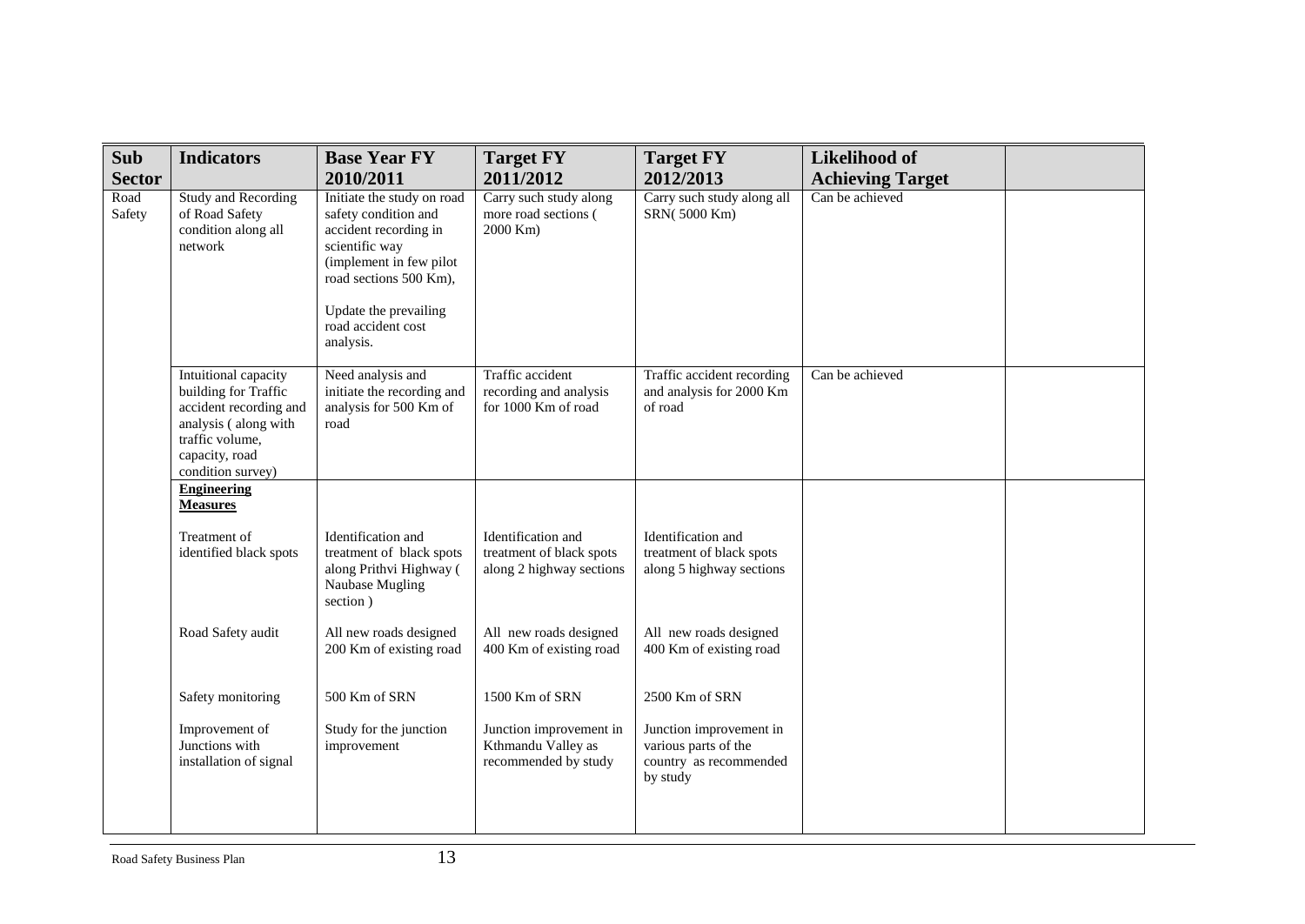| Sub Sector | Indicators | Base Year FY 2010/2011 | Target FY 2011/2012 | Target FY 2012/2013 | Likelihood of Achieving Target | |
|---|---|---|---|---|---|---|
| Road Safety | Study and Recording of Road Safety condition along all network | Initiate the study on road safety condition and accident recording in scientific way (implement in few pilot road sections 500 Km),<br><br>Update the prevailing road accident cost analysis. | Carry such study along more road sections ( 2000 Km) | Carry such study along all SRN( 5000 Km) | Can be achieved | |
| | Intuitional capacity building for Traffic accident recording and analysis ( along with traffic volume, capacity, road condition survey) | Need analysis and initiate the recording and analysis for 500 Km of road | Traffic accident recording and analysis for 1000 Km of road | Traffic accident recording and analysis for 2000 Km of road | Can be achieved | |
| | **Engineering Measures**<br><br>Treatment of identified black spots<br><br>Road Safety audit<br><br>Safety monitoring<br><br>Improvement of Junctions with installation of signal | <br><br>Identification and treatment of black spots along Prithvi Highway ( Naubase Mugling section )<br><br>All new roads designed 200 Km of existing road<br><br>500 Km of SRN<br><br>Study for the junction improvement | <br><br>Identification and treatment of black spots along 2 highway sections<br><br>All new roads designed 400 Km of existing road<br><br>1500 Km of SRN<br><br>Junction improvement in Kthmandu Valley as recommended by study | <br><br>Identification and treatment of black spots along 5 highway sections<br><br>All new roads designed 400 Km of existing road<br><br>2500 Km of SRN<br><br>Junction improvement in various parts of the country as recommended by study | | |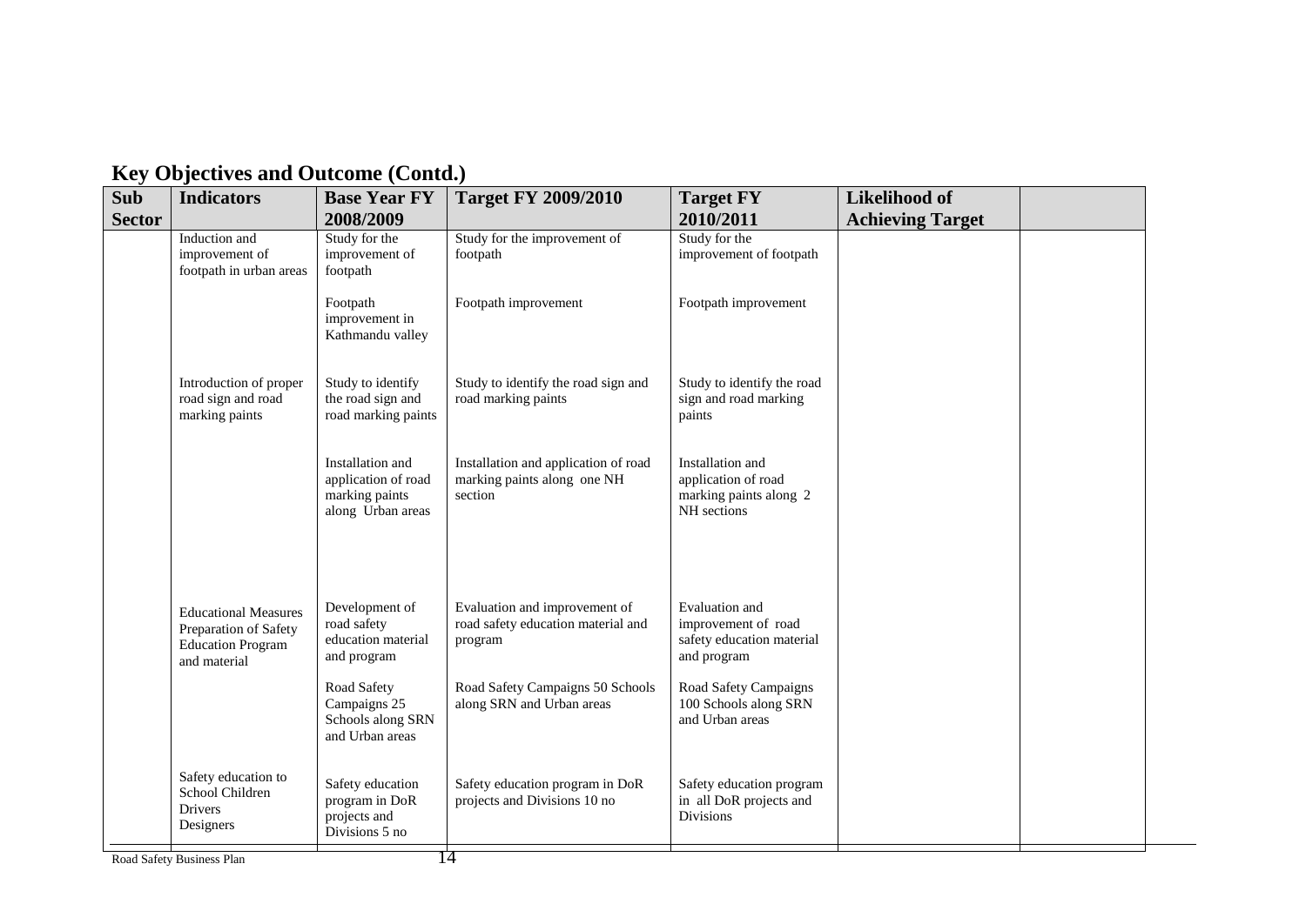## Key Objectives and Outcome (Contd.)

| Sub Sector | Indicators | Base Year FY 2008/2009 | Target FY 2009/2010 | Target FY 2010/2011 | Likelihood of Achieving Target | |
|---|---|---|---|---|---|---|
| | Induction and improvement of footpath in urban areas | Study for the improvement of footpath | Study for the improvement of footpath | Study for the improvement of footpath | | |
| | | Footpath improvement in Kathmandu valley | Footpath improvement | Footpath improvement | | |
| | Introduction of proper road sign and road marking paints | Study to identify the road sign and road marking paints | Study to identify the road sign and road marking paints | Study to identify the road sign and road marking paints | | |
| | | Installation and application of road marking paints along Urban areas | Installation and application of road marking paints along one NH section | Installation and application of road marking paints along 2 NH sections | | |
| | Educational Measures Preparation of Safety Education Program and material | Development of road safety education material and program | Evaluation and improvement of road safety education material and program | Evaluation and improvement of road safety education material and program | | |
| | | Road Safety Campaigns 25 Schools along SRN and Urban areas | Road Safety Campaigns 50 Schools along SRN and Urban areas | Road Safety Campaigns 100 Schools along SRN and Urban areas | | |
| | Safety education to School Children Drivers Designers | Safety education program in DoR projects and Divisions 5 no | Safety education program in DoR projects and Divisions 10 no | Safety education program in all DoR projects and Divisions | | |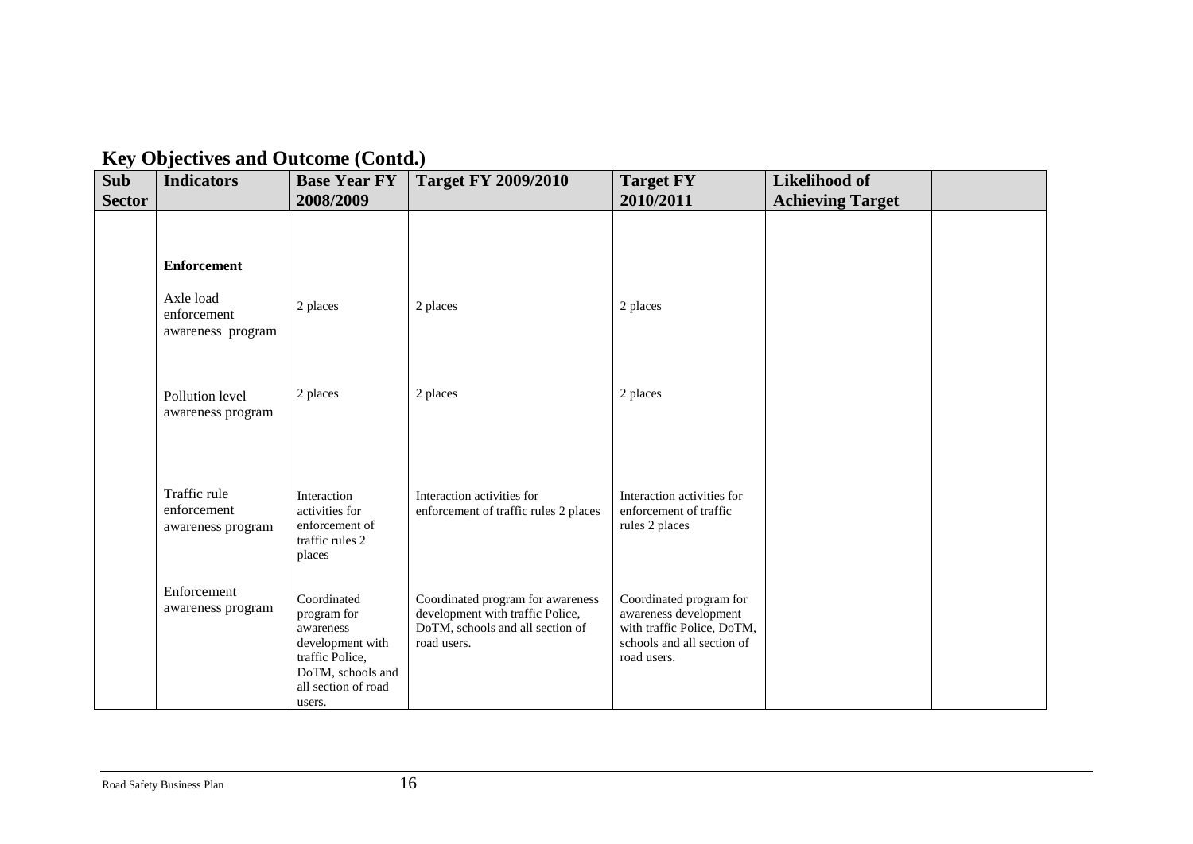## Key Objectives and Outcome (Contd.)

| Sub Sector | Indicators | Base Year FY 2008/2009 | Target FY 2009/2010 | Target FY 2010/2011 | Likelihood of Achieving Target | |
|---|---|---|---|---|---|---|
| | **Enforcement** | | | | | |
| | Axle load enforcement awareness program | 2 places | 2 places | 2 places | | |
| | Pollution level awareness program | 2 places | 2 places | 2 places | | |
| | Traffic rule enforcement awareness program | Interaction activities for enforcement of traffic rules 2 places | Interaction activities for enforcement of traffic rules 2 places | Interaction activities for enforcement of traffic rules 2 places | | |
| | Enforcement awareness program | Coordinated program for awareness development with traffic Police, DoTM, schools and all section of road users. | Coordinated program for awareness development with traffic Police, DoTM, schools and all section of road users. | Coordinated program for awareness development with traffic Police, DoTM, schools and all section of road users. | | |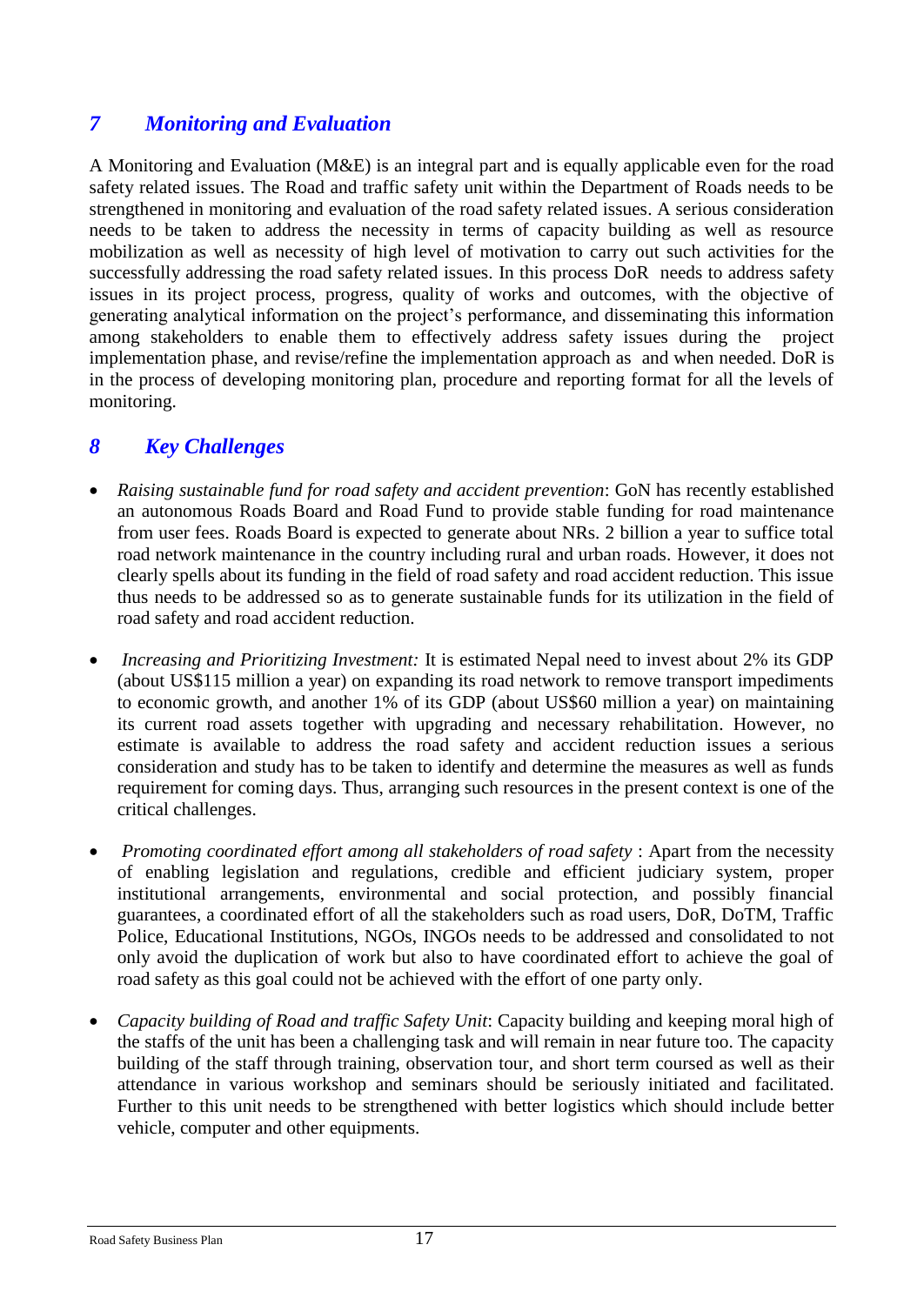## 7 Monitoring and Evaluation

A Monitoring and Evaluation (M&E) is an integral part and is equally applicable even for the road safety related issues. The Road and traffic safety unit within the Department of Roads needs to be strengthened in monitoring and evaluation of the road safety related issues. A serious consideration needs to be taken to address the necessity in terms of capacity building as well as resource mobilization as well as necessity of high level of motivation to carry out such activities for the successfully addressing the road safety related issues. In this process DoR needs to address safety issues in its project process, progress, quality of works and outcomes, with the objective of generating analytical information on the project's performance, and disseminating this information among stakeholders to enable them to effectively address safety issues during the project implementation phase, and revise/refine the implementation approach as and when needed. DoR is in the process of developing monitoring plan, procedure and reporting format for all the levels of monitoring.

## 8 Key Challenges

- *Raising sustainable fund for road safety and accident prevention*: GoN has recently established an autonomous Roads Board and Road Fund to provide stable funding for road maintenance from user fees. Roads Board is expected to generate about NRs. 2 billion a year to suffice total road network maintenance in the country including rural and urban roads. However, it does not clearly spells about its funding in the field of road safety and road accident reduction. This issue thus needs to be addressed so as to generate sustainable funds for its utilization in the field of road safety and road accident reduction.

- *Increasing and Prioritizing Investment:* It is estimated Nepal need to invest about 2% its GDP (about US$115 million a year) on expanding its road network to remove transport impediments to economic growth, and another 1% of its GDP (about US$60 million a year) on maintaining its current road assets together with upgrading and necessary rehabilitation. However, no estimate is available to address the road safety and accident reduction issues a serious consideration and study has to be taken to identify and determine the measures as well as funds requirement for coming days. Thus, arranging such resources in the present context is one of the critical challenges.

- *Promoting coordinated effort among all stakeholders of road safety* : Apart from the necessity of enabling legislation and regulations, credible and efficient judiciary system, proper institutional arrangements, environmental and social protection, and possibly financial guarantees, a coordinated effort of all the stakeholders such as road users, DoR, DoTM, Traffic Police, Educational Institutions, NGOs, INGOs needs to be addressed and consolidated to not only avoid the duplication of work but also to have coordinated effort to achieve the goal of road safety as this goal could not be achieved with the effort of one party only.

- *Capacity building of Road and traffic Safety Unit*: Capacity building and keeping moral high of the staffs of the unit has been a challenging task and will remain in near future too. The capacity building of the staff through training, observation tour, and short term coursed as well as their attendance in various workshop and seminars should be seriously initiated and facilitated. Further to this unit needs to be strengthened with better logistics which should include better vehicle, computer and other equipments.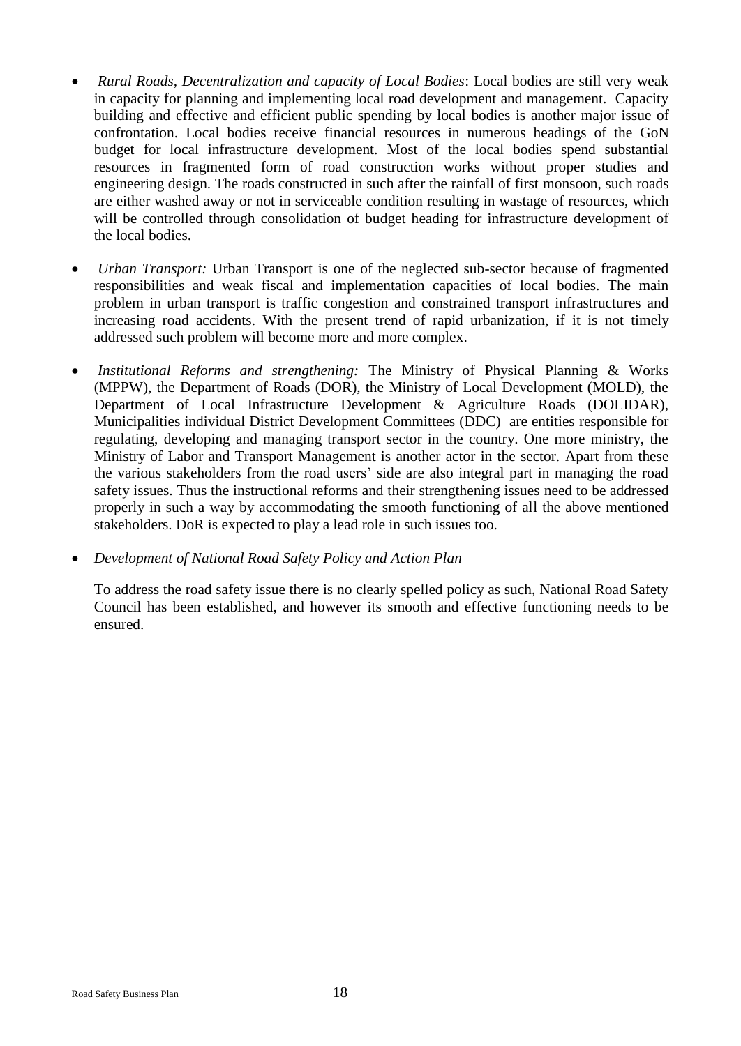- *Rural Roads, Decentralization and capacity of Local Bodies*: Local bodies are still very weak in capacity for planning and implementing local road development and management. Capacity building and effective and efficient public spending by local bodies is another major issue of confrontation. Local bodies receive financial resources in numerous headings of the GoN budget for local infrastructure development. Most of the local bodies spend substantial resources in fragmented form of road construction works without proper studies and engineering design. The roads constructed in such after the rainfall of first monsoon, such roads are either washed away or not in serviceable condition resulting in wastage of resources, which will be controlled through consolidation of budget heading for infrastructure development of the local bodies.

- *Urban Transport:* Urban Transport is one of the neglected sub-sector because of fragmented responsibilities and weak fiscal and implementation capacities of local bodies. The main problem in urban transport is traffic congestion and constrained transport infrastructures and increasing road accidents. With the present trend of rapid urbanization, if it is not timely addressed such problem will become more and more complex.

- *Institutional Reforms and strengthening:* The Ministry of Physical Planning & Works (MPPW), the Department of Roads (DOR), the Ministry of Local Development (MOLD), the Department of Local Infrastructure Development & Agriculture Roads (DOLIDAR), Municipalities individual District Development Committees (DDC) are entities responsible for regulating, developing and managing transport sector in the country. One more ministry, the Ministry of Labor and Transport Management is another actor in the sector. Apart from these the various stakeholders from the road users' side are also integral part in managing the road safety issues. Thus the instructional reforms and their strengthening issues need to be addressed properly in such a way by accommodating the smooth functioning of all the above mentioned stakeholders. DoR is expected to play a lead role in such issues too.

- *Development of National Road Safety Policy and Action Plan*

  To address the road safety issue there is no clearly spelled policy as such, National Road Safety Council has been established, and however its smooth and effective functioning needs to be ensured.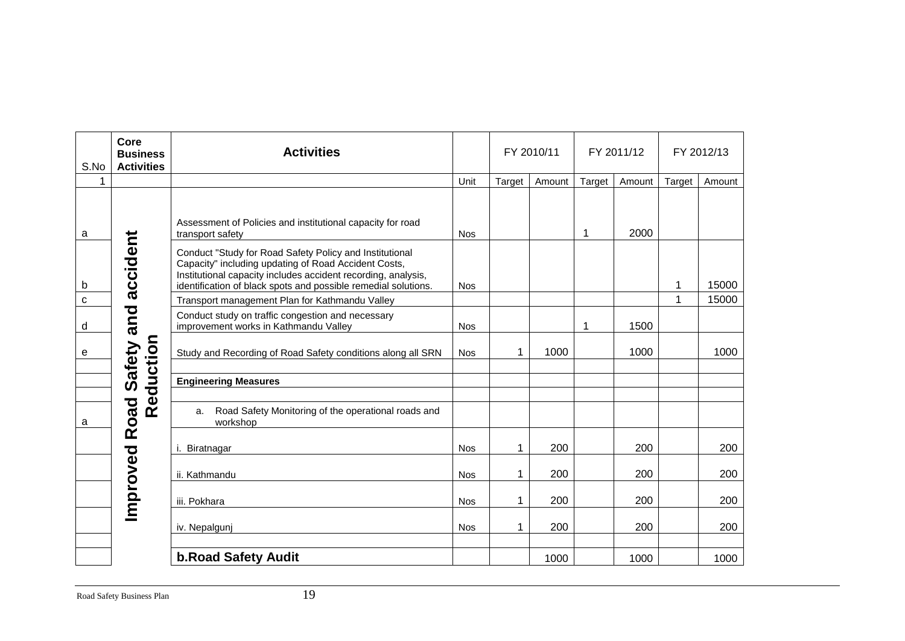| S.No | Core Business Activities | Activities | | FY 2010/11 | | FY 2011/12 | | FY 2012/13 | |
|---|---|---|---|---|---|---|---|---|---|
| 1 | | | Unit | Target | Amount | Target | Amount | Target | Amount |
| a | Improved Road Safety and accident Reduction | Assessment of Policies and institutional capacity for road transport safety | Nos | | | 1 | 2000 | | |
| b | | Conduct "Study for Road Safety Policy and Institutional Capacity" including updating of Road Accident Costs, Institutional capacity includes accident recording, analysis, identification of black spots and possible remedial solutions. | Nos | | | | | 1 | 15000 |
| c | | Transport management Plan for Kathmandu Valley | | | | | | 1 | 15000 |
| d | | Conduct study on traffic congestion and necessary improvement works in Kathmandu Valley | Nos | | | 1 | 1500 | | |
| e | | Study and Recording of Road Safety conditions along all SRN | Nos | 1 | 1000 | | 1000 | | 1000 |
| | | | | | | | | | |
| | | **Engineering Measures** | | | | | | | |
| | | | | | | | | | |
| a | | a. Road Safety Monitoring of the operational roads and workshop | | | | | | | |
| | | i. Biratnagar | Nos | 1 | 200 | | 200 | | 200 |
| | | ii. Kathmandu | Nos | 1 | 200 | | 200 | | 200 |
| | | iii. Pokhara | Nos | 1 | 200 | | 200 | | 200 |
| | | iv. Nepalgunj | Nos | 1 | 200 | | 200 | | 200 |
| | | | | | | | | | |
| | | **b.Road Safety Audit** | | | 1000 | | 1000 | | 1000 |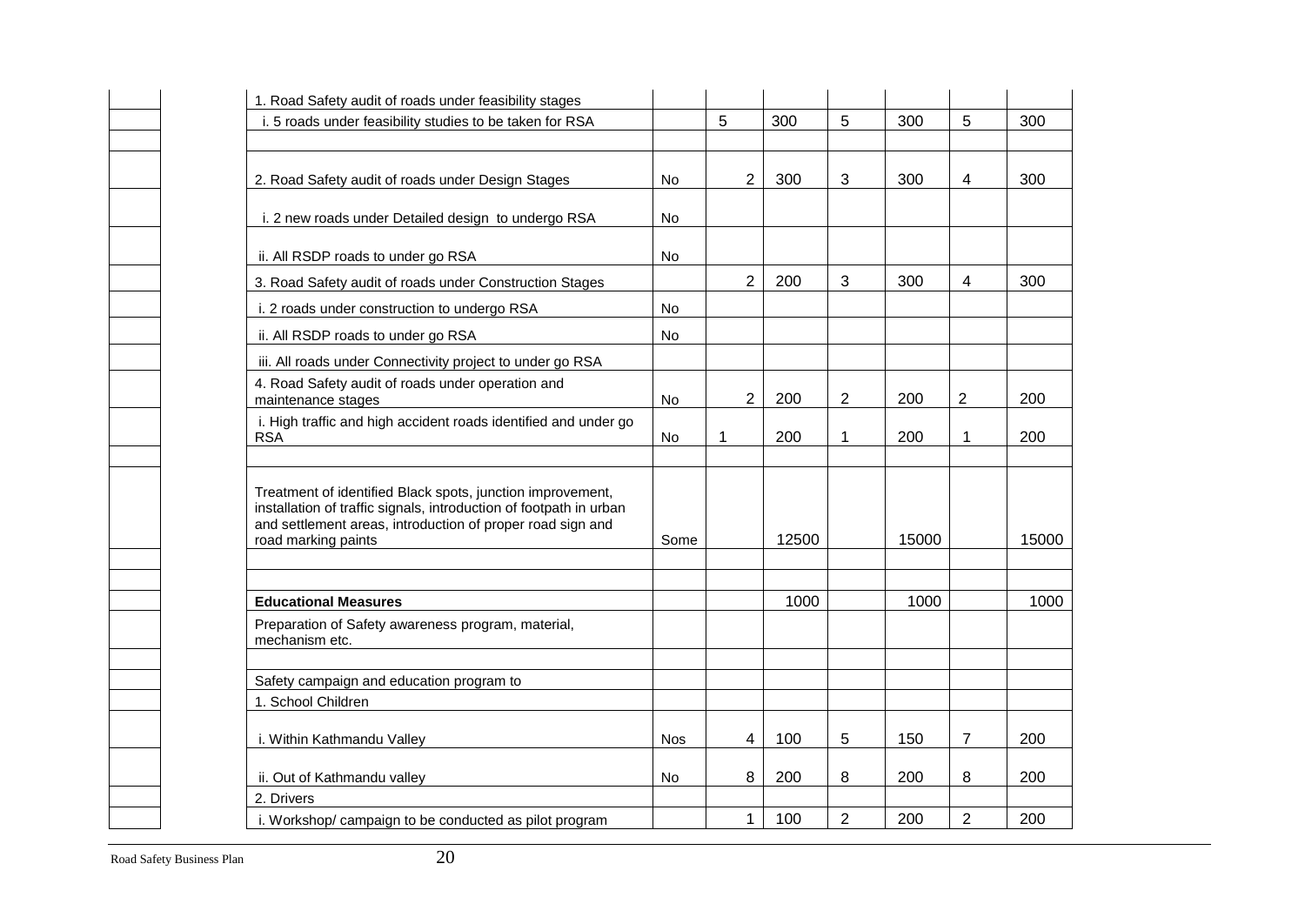| | | | | | | | | | |
|---|---|---|---|---|---|---|---|---|---|
| | | 1. Road Safety audit of roads under feasibility stages | | | | | | | |
| | | i. 5 roads under feasibility studies to be taken for RSA | | 5 | 300 | 5 | 300 | 5 | 300 |
| | | | | | | | | | |
| | | 2. Road Safety audit of roads under Design Stages | No | 2 | 300 | 3 | 300 | 4 | 300 |
| | | i. 2 new roads under Detailed design to undergo RSA | No | | | | | | |
| | | ii. All RSDP roads to under go RSA | No | | | | | | |
| | | 3. Road Safety audit of roads under Construction Stages | | 2 | 200 | 3 | 300 | 4 | 300 |
| | | i. 2 roads under construction to undergo RSA | No | | | | | | |
| | | ii. All RSDP roads to under go RSA | No | | | | | | |
| | | iii. All roads under Connectivity project to under go RSA | | | | | | | |
| | | 4. Road Safety audit of roads under operation and maintenance stages | No | 2 | 200 | 2 | 200 | 2 | 200 |
| | | i. High traffic and high accident roads identified and under go RSA | No | 1 | 200 | 1 | 200 | 1 | 200 |
| | | | | | | | | | |
| | | Treatment of identified Black spots, junction improvement, installation of traffic signals, introduction of footpath in urban and settlement areas, introduction of proper road sign and road marking paints | Some | | 12500 | | 15000 | | 15000 |
| | | | | | | | | | |
| | | | | | | | | | |
| | | **Educational Measures** | | | 1000 | | 1000 | | 1000 |
| | | Preparation of Safety awareness program, material, mechanism etc. | | | | | | | |
| | | | | | | | | | |
| | | Safety campaign and education program to | | | | | | | |
| | | 1. School Children | | | | | | | |
| | | i. Within Kathmandu Valley | Nos | 4 | 100 | 5 | 150 | 7 | 200 |
| | | ii. Out of Kathmandu valley | No | 8 | 200 | 8 | 200 | 8 | 200 |
| | | 2. Drivers | | | | | | | |
| | | i. Workshop/ campaign to be conducted as pilot program | | 1 | 100 | 2 | 200 | 2 | 200 |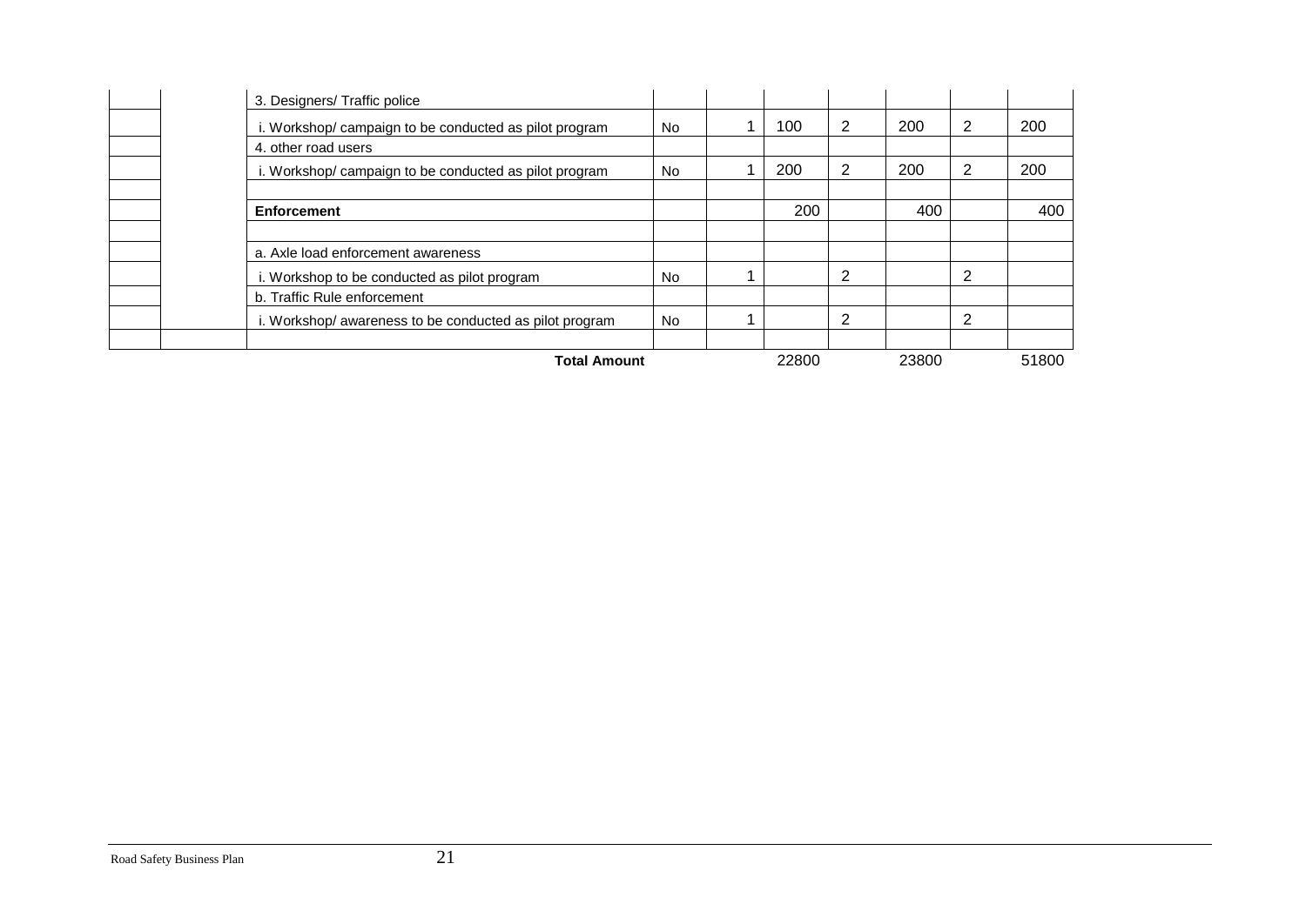| | | | | | | | | |
|---|---|---|---|---|---|---|---|---|
| | | 3. Designers/ Traffic police | | | | | | |
| | | i. Workshop/ campaign to be conducted as pilot program | No | 1 | 100 | 2 | 200 | 2 | 200 |
| | | 4. other road users | | | | | | |
| | | i. Workshop/ campaign to be conducted as pilot program | No | 1 | 200 | 2 | 200 | 2 | 200 |
| | | | | | | | | |
| | | **Enforcement** | | | 200 | | 400 | | 400 |
| | | | | | | | | |
| | | a. Axle load enforcement awareness | | | | | | |
| | | i. Workshop to be conducted as pilot program | No | 1 | | 2 | | 2 | |
| | | b. Traffic Rule enforcement | | | | | | |
| | | i. Workshop/ awareness to be conducted as pilot program | No | 1 | | 2 | | 2 | |
| | | | | | | | | |
| | | **Total Amount** | | | 22800 | | 23800 | | 51800 |